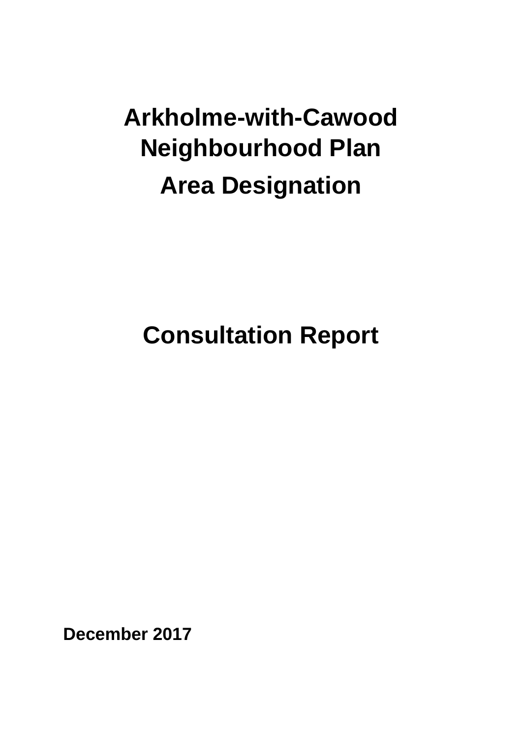# Arkholme-with-Cawood Neighbourhood Plan

# Area Designation

# Consultation Report

**December 2017**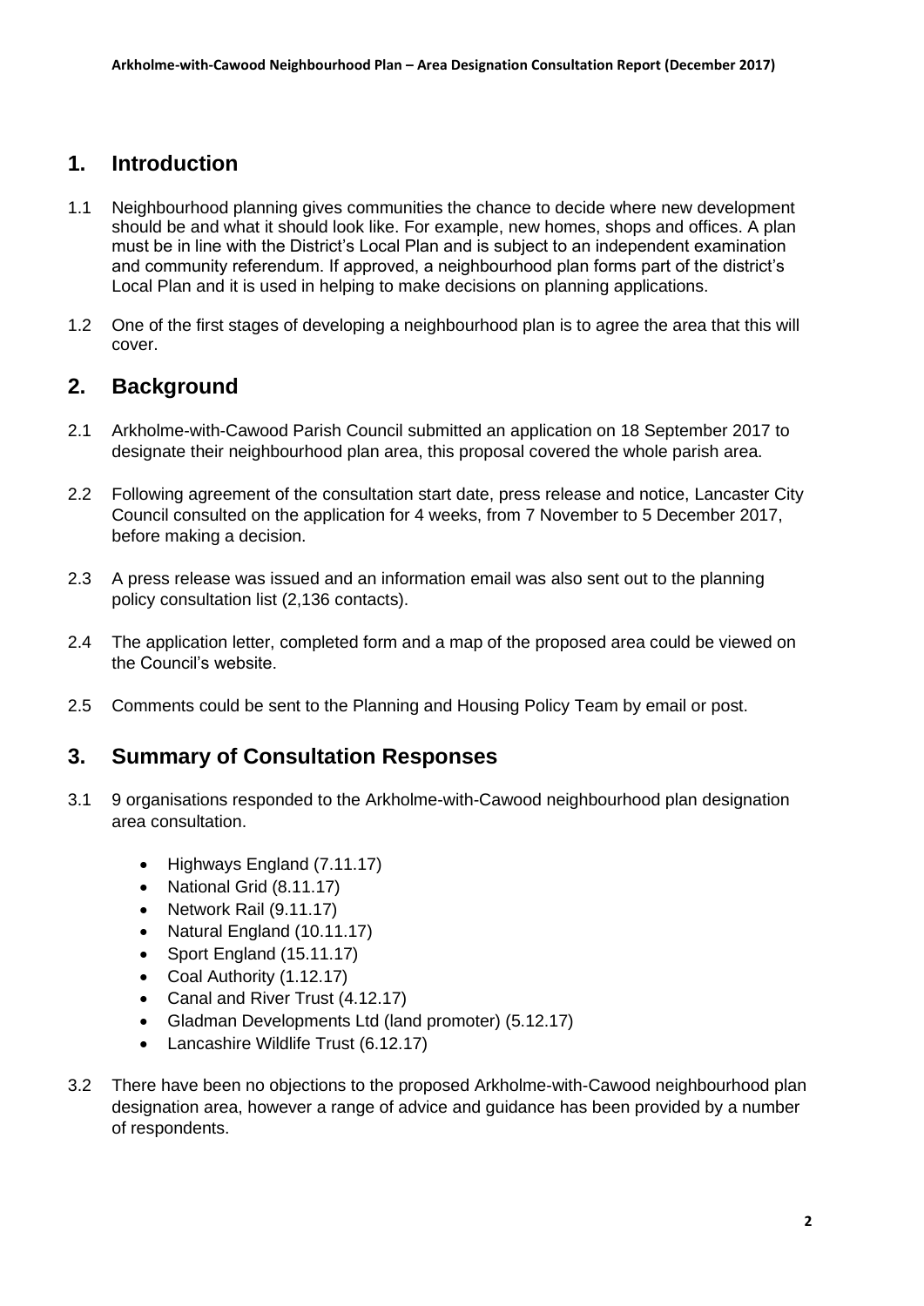## 1. Introduction

1.1 Neighbourhood planning gives communities the chance to decide where new development should be and what it should look like. For example, new homes, shops and offices. A plan must be in line with the District's Local Plan and is subject to an independent examination and community referendum. If approved, a neighbourhood plan forms part of the district's Local Plan and it is used in helping to make decisions on planning applications.

1.2 One of the first stages of developing a neighbourhood plan is to agree the area that this will cover.

## 2. Background

2.1 Arkholme-with-Cawood Parish Council submitted an application on 18 September 2017 to designate their neighbourhood plan area, this proposal covered the whole parish area.

2.2 Following agreement of the consultation start date, press release and notice, Lancaster City Council consulted on the application for 4 weeks, from 7 November to 5 December 2017, before making a decision.

2.3 A press release was issued and an information email was also sent out to the planning policy consultation list (2,136 contacts).

2.4 The application letter, completed form and a map of the proposed area could be viewed on the Council's website.

2.5 Comments could be sent to the Planning and Housing Policy Team by email or post.

## 3. Summary of Consultation Responses

3.1 9 organisations responded to the Arkholme-with-Cawood neighbourhood plan designation area consultation.

- Highways England (7.11.17)
- National Grid (8.11.17)
- Network Rail (9.11.17)
- Natural England (10.11.17)
- Sport England (15.11.17)
- Coal Authority (1.12.17)
- Canal and River Trust (4.12.17)
- Gladman Developments Ltd (land promoter) (5.12.17)
- Lancashire Wildlife Trust (6.12.17)

3.2 There have been no objections to the proposed Arkholme-with-Cawood neighbourhood plan designation area, however a range of advice and guidance has been provided by a number of respondents.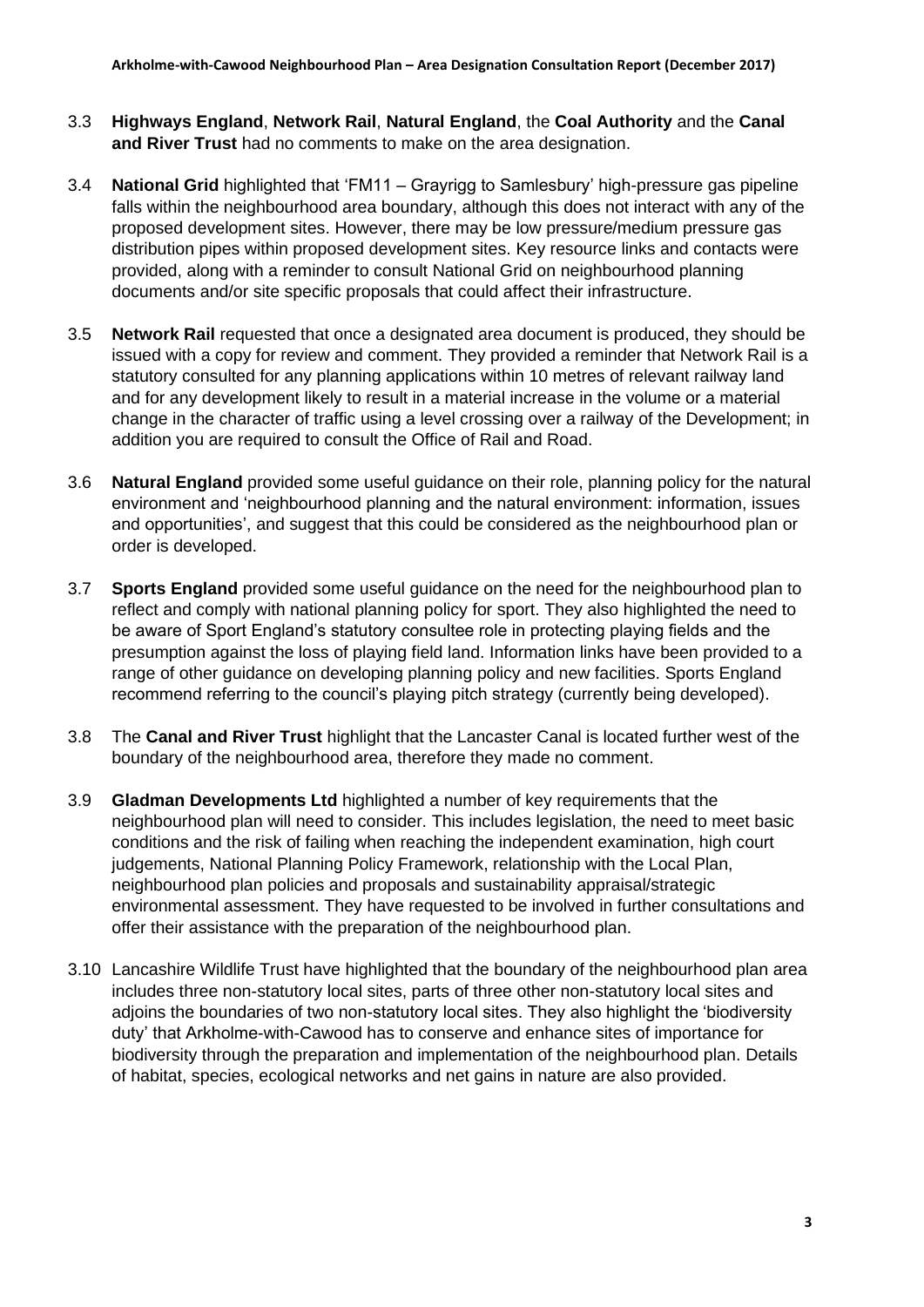3.3 **Highways England**, **Network Rail**, **Natural England**, the **Coal Authority** and the **Canal and River Trust** had no comments to make on the area designation.

3.4 **National Grid** highlighted that 'FM11 – Grayrigg to Samlesbury' high-pressure gas pipeline falls within the neighbourhood area boundary, although this does not interact with any of the proposed development sites. However, there may be low pressure/medium pressure gas distribution pipes within proposed development sites. Key resource links and contacts were provided, along with a reminder to consult National Grid on neighbourhood planning documents and/or site specific proposals that could affect their infrastructure.

3.5 **Network Rail** requested that once a designated area document is produced, they should be issued with a copy for review and comment. They provided a reminder that Network Rail is a statutory consulted for any planning applications within 10 metres of relevant railway land and for any development likely to result in a material increase in the volume or a material change in the character of traffic using a level crossing over a railway of the Development; in addition you are required to consult the Office of Rail and Road.

3.6 **Natural England** provided some useful guidance on their role, planning policy for the natural environment and 'neighbourhood planning and the natural environment: information, issues and opportunities', and suggest that this could be considered as the neighbourhood plan or order is developed.

3.7 **Sports England** provided some useful guidance on the need for the neighbourhood plan to reflect and comply with national planning policy for sport. They also highlighted the need to be aware of Sport England's statutory consultee role in protecting playing fields and the presumption against the loss of playing field land. Information links have been provided to a range of other guidance on developing planning policy and new facilities. Sports England recommend referring to the council's playing pitch strategy (currently being developed).

3.8 The **Canal and River Trust** highlight that the Lancaster Canal is located further west of the boundary of the neighbourhood area, therefore they made no comment.

3.9 **Gladman Developments Ltd** highlighted a number of key requirements that the neighbourhood plan will need to consider. This includes legislation, the need to meet basic conditions and the risk of failing when reaching the independent examination, high court judgements, National Planning Policy Framework, relationship with the Local Plan, neighbourhood plan policies and proposals and sustainability appraisal/strategic environmental assessment. They have requested to be involved in further consultations and offer their assistance with the preparation of the neighbourhood plan.

3.10 Lancashire Wildlife Trust have highlighted that the boundary of the neighbourhood plan area includes three non-statutory local sites, parts of three other non-statutory local sites and adjoins the boundaries of two non-statutory local sites. They also highlight the 'biodiversity duty' that Arkholme-with-Cawood has to conserve and enhance sites of importance for biodiversity through the preparation and implementation of the neighbourhood plan. Details of habitat, species, ecological networks and net gains in nature are also provided.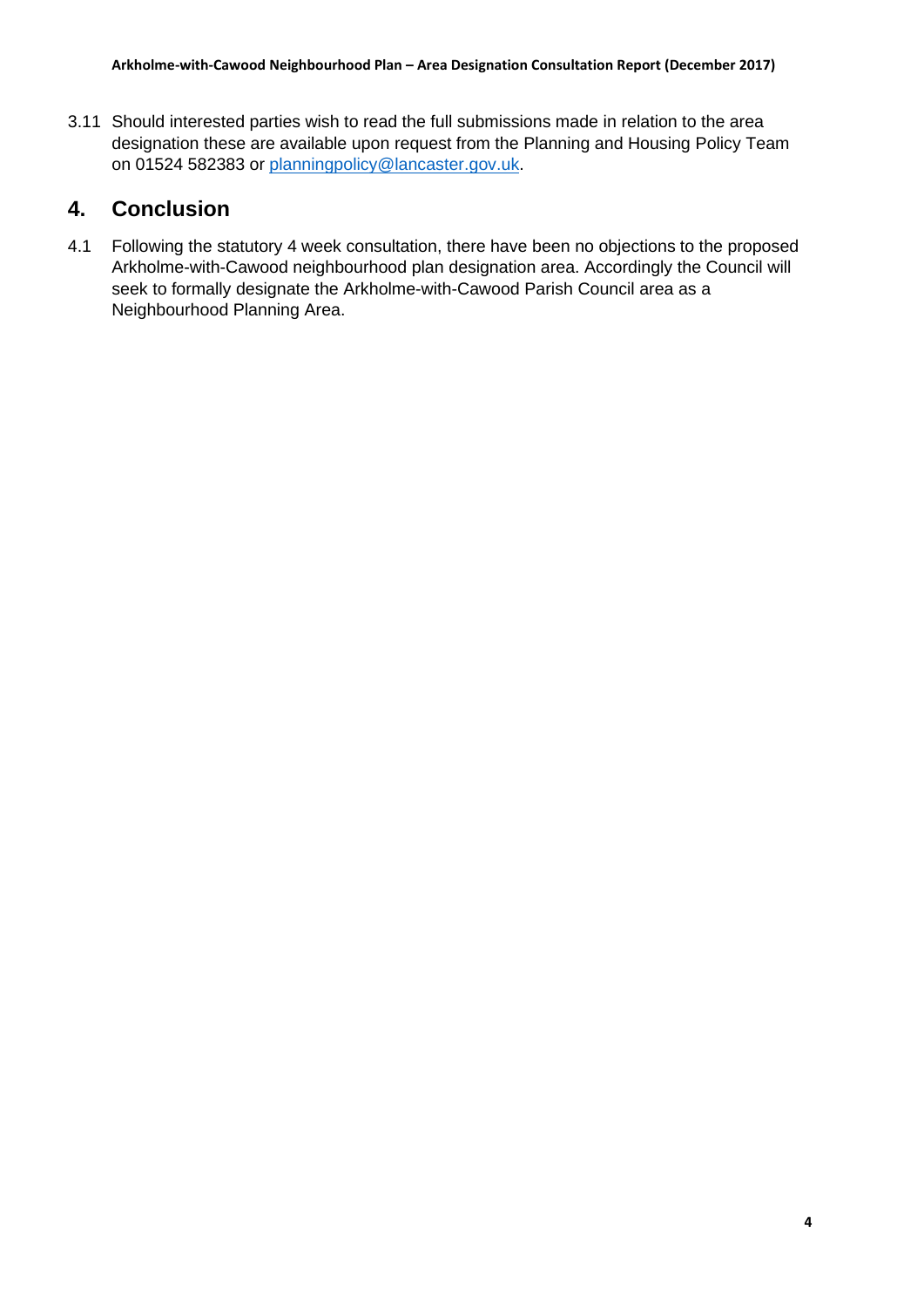3.11 Should interested parties wish to read the full submissions made in relation to the area designation these are available upon request from the Planning and Housing Policy Team on 01524 582383 or planningpolicy@lancaster.gov.uk.

## 4. Conclusion

4.1 Following the statutory 4 week consultation, there have been no objections to the proposed Arkholme-with-Cawood neighbourhood plan designation area. Accordingly the Council will seek to formally designate the Arkholme-with-Cawood Parish Council area as a Neighbourhood Planning Area.